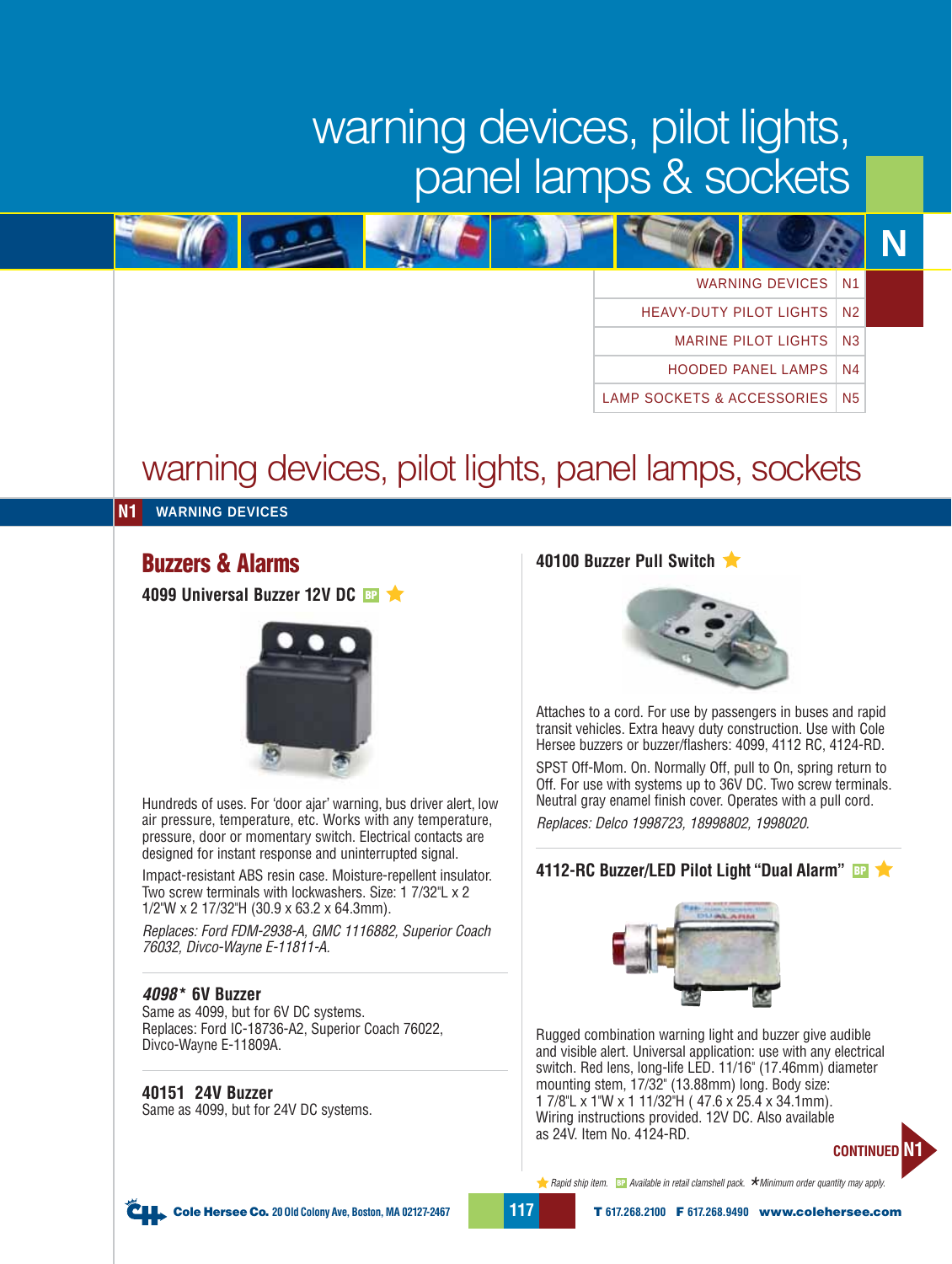# warning devices, pilot lights, panel lamps & sockets

N

| | |
|---|---|
| WARNING DEVICES | N1 |
| HEAVY-DUTY PILOT LIGHTS | N2 |
| MARINE PILOT LIGHTS | N3 |
| HOODED PANEL LAMPS | N4 |
| LAMP SOCKETS & ACCESSORIES | N5 |

# warning devices, pilot lights, panel lamps, sockets

## N1 WARNING DEVICES

### Buzzers & Alarms

#### 4099 Universal Buzzer 12V DC BP ★

Hundreds of uses. For 'door ajar' warning, bus driver alert, low air pressure, temperature, etc. Works with any temperature, pressure, door or momentary switch. Electrical contacts are designed for instant response and uninterrupted signal.

Impact-resistant ABS resin case. Moisture-repellent insulator. Two screw terminals with lockwashers. Size: 1 7/32"L x 2 1/2"W x 2 17/32"H (30.9 x 63.2 x 64.3mm).

*Replaces: Ford FDM-2938-A, GMC 1116882, Superior Coach 76032, Divco-Wayne E-11811-A.*

#### *4098** 6V Buzzer

Same as 4099, but for 6V DC systems.
Replaces: Ford IC-18736-A2, Superior Coach 76022, Divco-Wayne E-11809A.

#### 40151 24V Buzzer

Same as 4099, but for 24V DC systems.

#### 40100 Buzzer Pull Switch ★

Attaches to a cord. For use by passengers in buses and rapid transit vehicles. Extra heavy duty construction. Use with Cole Hersee buzzers or buzzer/flashers: 4099, 4112 RC, 4124-RD.

SPST Off-Mom. On. Normally Off, pull to On, spring return to Off. For use with systems up to 36V DC. Two screw terminals. Neutral gray enamel finish cover. Operates with a pull cord.

*Replaces: Delco 1998723, 18998802, 1998020.*

#### 4112-RC Buzzer/LED Pilot Light "Dual Alarm" BP ★

Rugged combination warning light and buzzer give audible and visible alert. Universal application: use with any electrical switch. Red lens, long-life LED. 11/16" (17.46mm) diameter mounting stem, 17/32" (13.88mm) long. Body size: 1 7/8"L x 1"W x 1 11/32"H ( 47.6 x 25.4 x 34.1mm). Wiring instructions provided. 12V DC. Also available as 24V. Item No. 4124-RD.

CONTINUED N1

★ *Rapid ship item.* BP *Available in retail clamshell pack.* * *Minimum order quantity may apply.*

Cole Hersee Co. 20 Old Colony Ave, Boston, MA 02127-2467 | T 617.268.2100 F 617.268.9490 www.colehersee.com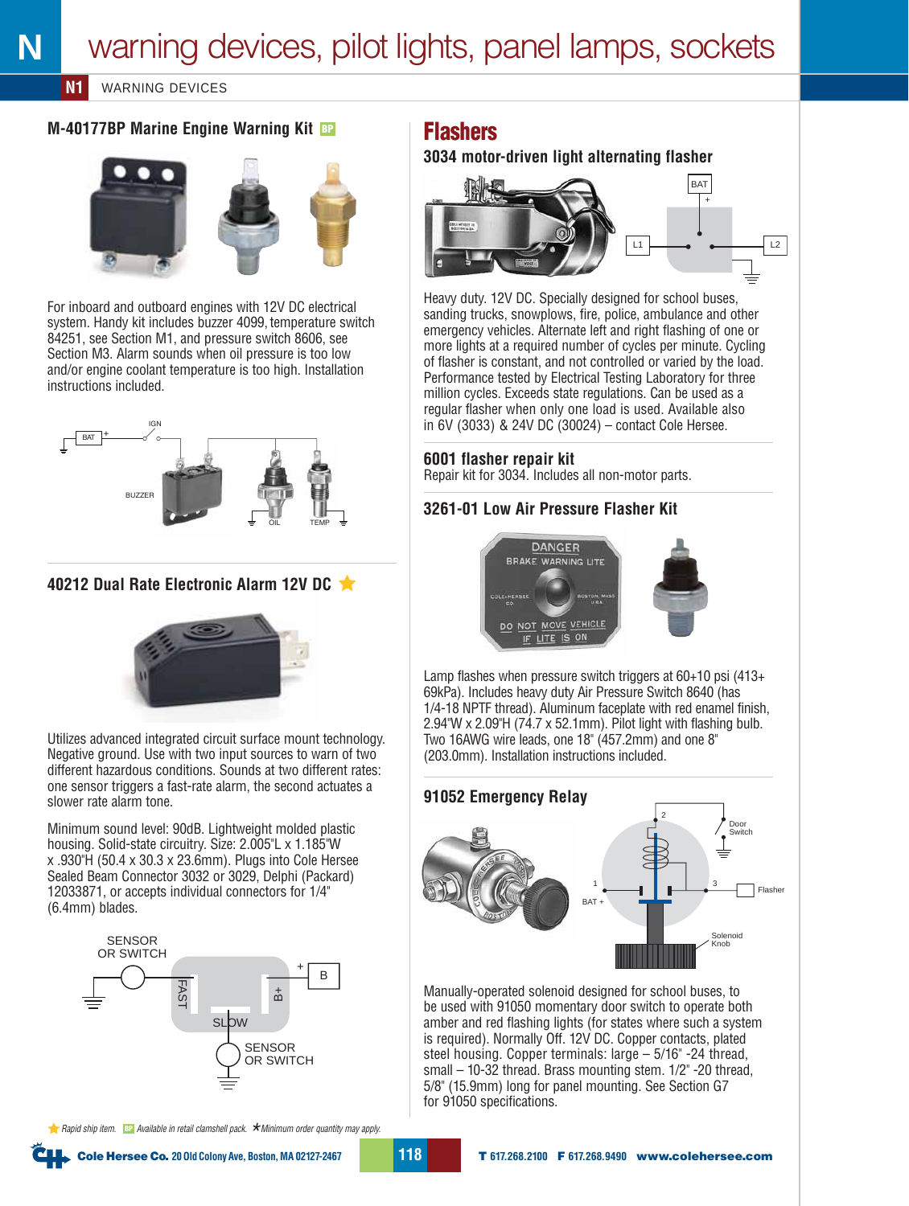# warning devices, pilot lights, panel lamps, sockets

## N1 WARNING DEVICES

### M-40177BP Marine Engine Warning Kit BP

For inboard and outboard engines with 12V DC electrical system. Handy kit includes buzzer 4099, temperature switch 84251, see Section M1, and pressure switch 8606, see Section M3. Alarm sounds when oil pressure is too low and/or engine coolant temperature is too high. Installation instructions included.

BAT
+
IGN
BUZZER
OIL
TEMP

### 40212 Dual Rate Electronic Alarm 12V DC ★

Utilizes advanced integrated circuit surface mount technology. Negative ground. Use with two input sources to warn of two different hazardous conditions. Sounds at two different rates: one sensor triggers a fast-rate alarm, the second actuates a slower rate alarm tone.

Minimum sound level: 90dB. Lightweight molded plastic housing. Solid-state circuitry. Size: 2.005"L x 1.185"W x .930"H (50.4 x 30.3 x 23.6mm). Plugs into Cole Hersee Sealed Beam Connector 3032 or 3029, Delphi (Packard) 12033871, or accepts individual connectors for 1/4" (6.4mm) blades.

SENSOR OR SWITCH
FAST
B+
+
B
SLOW
SENSOR OR SWITCH

## Flashers

### 3034 motor-driven light alternating flasher

BAT
+
L1
L2

Heavy duty. 12V DC. Specially designed for school buses, sanding trucks, snowplows, fire, police, ambulance and other emergency vehicles. Alternate left and right flashing of one or more lights at a required number of cycles per minute. Cycling of flasher is constant, and not controlled or varied by the load. Performance tested by Electrical Testing Laboratory for three million cycles. Exceeds state regulations. Can be used as a regular flasher when only one load is used. Available also in 6V (3033) & 24V DC (30024) – contact Cole Hersee.

### 6001 flasher repair kit

Repair kit for 3034. Includes all non-motor parts.

### 3261-01 Low Air Pressure Flasher Kit

DANGER
BRAKE WARNING LITE
DO NOT MOVE VEHICLE IF LITE IS ON

Lamp flashes when pressure switch triggers at 60+10 psi (413+ 69kPa). Includes heavy duty Air Pressure Switch 8640 (has 1/4-18 NPTF thread). Aluminum faceplate with red enamel finish, 2.94"W x 2.09"H (74.7 x 52.1mm). Pilot light with flashing bulb. Two 16AWG wire leads, one 18" (457.2mm) and one 8" (203.0mm). Installation instructions included.

### 91052 Emergency Relay

2
Door Switch
1
BAT +
3
Flasher
Solenoid Knob

Manually-operated solenoid designed for school buses, to be used with 91050 momentary door switch to operate both amber and red flashing lights (for states where such a system is required). Normally Off. 12V DC. Copper contacts, plated steel housing. Copper terminals: large – 5/16" -24 thread, small – 10-32 thread. Brass mounting stem. 1/2" -20 thread, 5/8" (15.9mm) long for panel mounting. See Section G7 for 91050 specifications.

★ Rapid ship item. BP Available in retail clamshell pack. ✱Minimum order quantity may apply.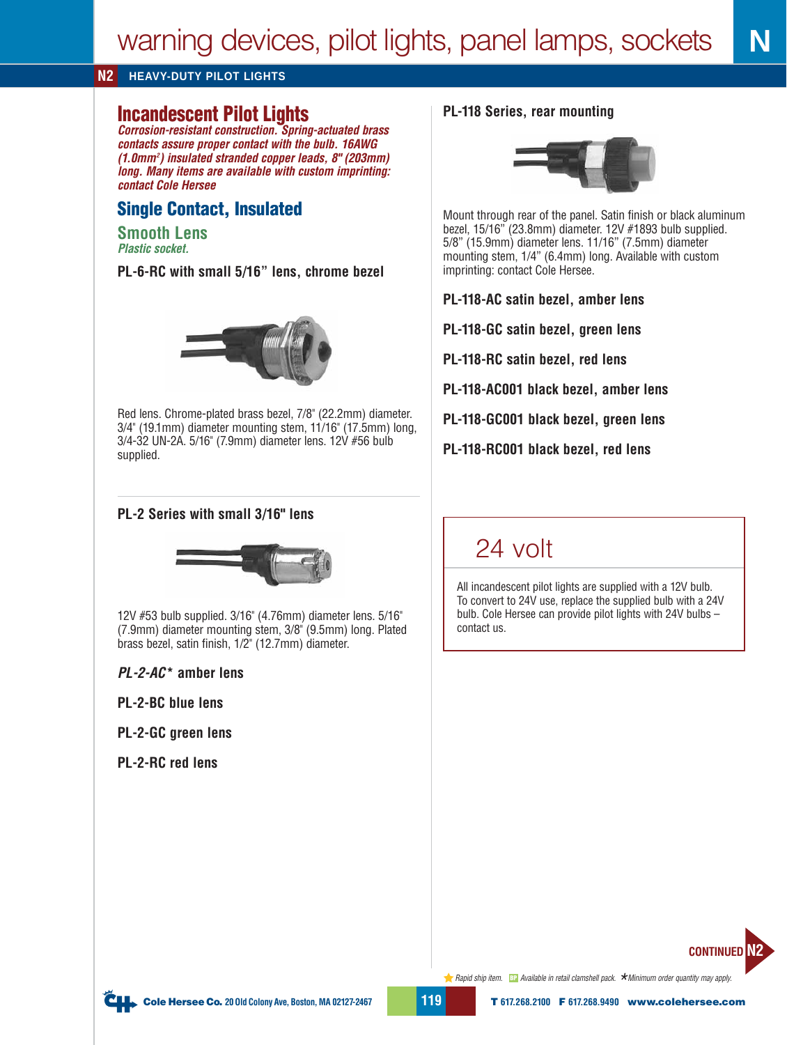# warning devices, pilot lights, panel lamps, sockets

## N2 HEAVY-DUTY PILOT LIGHTS

## Incandescent Pilot Lights

*Corrosion-resistant construction. Spring-actuated brass contacts assure proper contact with the bulb. 16AWG (1.0mm²) insulated stranded copper leads, 8" (203mm) long. Many items are available with custom imprinting: contact Cole Hersee*

## Single Contact, Insulated

### Smooth Lens

*Plastic socket.*

**PL-6-RC with small 5/16" lens, chrome bezel**

Red lens. Chrome-plated brass bezel, 7/8" (22.2mm) diameter. 3/4" (19.1mm) diameter mounting stem, 11/16" (17.5mm) long, 3/4-32 UN-2A. 5/16" (7.9mm) diameter lens. 12V #56 bulb supplied.

**PL-2 Series with small 3/16" lens**

12V #53 bulb supplied. 3/16" (4.76mm) diameter lens. 5/16" (7.9mm) diameter mounting stem, 3/8" (9.5mm) long. Plated brass bezel, satin finish, 1/2" (12.7mm) diameter.

***PL-2-AC** * amber lens*

**PL-2-BC blue lens**

**PL-2-GC green lens**

**PL-2-RC red lens**

**PL-118 Series, rear mounting**

Mount through rear of the panel. Satin finish or black aluminum bezel, 15/16" (23.8mm) diameter. 12V #1893 bulb supplied. 5/8" (15.9mm) diameter lens. 11/16" (7.5mm) diameter mounting stem, 1/4" (6.4mm) long. Available with custom imprinting: contact Cole Hersee.

**PL-118-AC satin bezel, amber lens**

**PL-118-GC satin bezel, green lens**

**PL-118-RC satin bezel, red lens**

**PL-118-AC001 black bezel, amber lens**

**PL-118-GC001 black bezel, green lens**

**PL-118-RC001 black bezel, red lens**

### 24 volt

All incandescent pilot lights are supplied with a 12V bulb. To convert to 24V use, replace the supplied bulb with a 24V bulb. Cole Hersee can provide pilot lights with 24V bulbs – contact us.

CONTINUED N2

Rapid ship item. Available in retail clamshell pack. *Minimum order quantity may apply.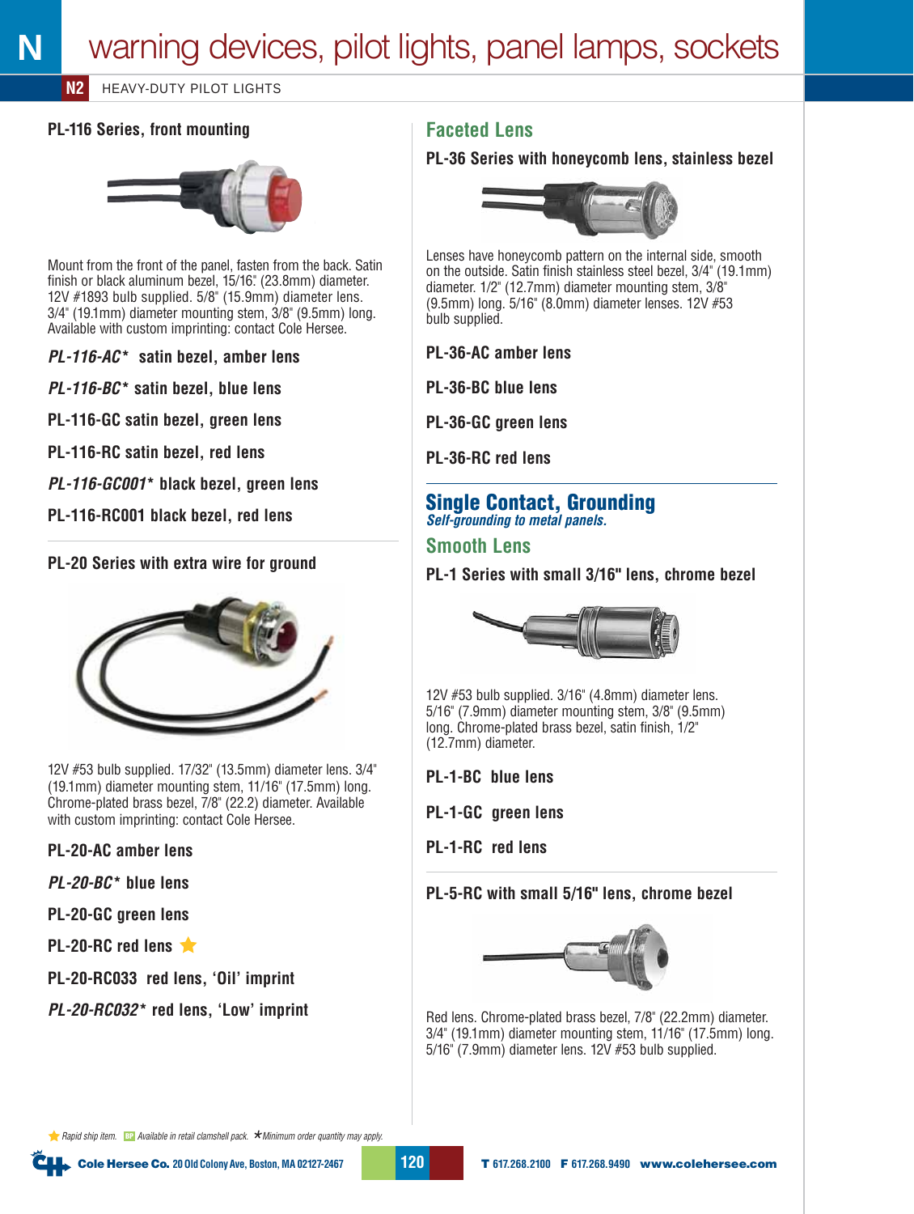# warning devices, pilot lights, panel lamps, sockets

## N2 HEAVY-DUTY PILOT LIGHTS

### PL-116 Series, front mounting

Mount from the front of the panel, fasten from the back. Satin finish or black aluminum bezel, 15/16" (23.8mm) diameter. 12V #1893 bulb supplied. 5/8" (15.9mm) diameter lens. 3/4" (19.1mm) diameter mounting stem, 3/8" (9.5mm) long. Available with custom imprinting: contact Cole Hersee.

***PL-116-AC**** **satin bezel, amber lens**

***PL-116-BC**** **satin bezel, blue lens**

**PL-116-GC satin bezel, green lens**

**PL-116-RC satin bezel, red lens**

***PL-116-GC001**** **black bezel, green lens**

**PL-116-RC001 black bezel, red lens**

### PL-20 Series with extra wire for ground

12V #53 bulb supplied. 17/32" (13.5mm) diameter lens. 3/4" (19.1mm) diameter mounting stem, 11/16" (17.5mm) long. Chrome-plated brass bezel, 7/8" (22.2) diameter. Available with custom imprinting: contact Cole Hersee.

**PL-20-AC amber lens**

***PL-20-BC**** **blue lens**

**PL-20-GC green lens**

**PL-20-RC red lens** ★

**PL-20-RC033 red lens, 'Oil' imprint**

***PL-20-RC032**** **red lens, 'Low' imprint**

## Faceted Lens

### PL-36 Series with honeycomb lens, stainless bezel

Lenses have honeycomb pattern on the internal side, smooth on the outside. Satin finish stainless steel bezel, 3/4" (19.1mm) diameter. 1/2" (12.7mm) diameter mounting stem, 3/8" (9.5mm) long. 5/16" (8.0mm) diameter lenses. 12V #53 bulb supplied.

**PL-36-AC amber lens**

**PL-36-BC blue lens**

**PL-36-GC green lens**

**PL-36-RC red lens**

## Single Contact, Grounding

*Self-grounding to metal panels.*

## Smooth Lens

### PL-1 Series with small 3/16" lens, chrome bezel

12V #53 bulb supplied. 3/16" (4.8mm) diameter lens. 5/16" (7.9mm) diameter mounting stem, 3/8" (9.5mm) long. Chrome-plated brass bezel, satin finish, 1/2" (12.7mm) diameter.

**PL-1-BC blue lens**

**PL-1-GC green lens**

**PL-1-RC red lens**

### PL-5-RC with small 5/16" lens, chrome bezel

Red lens. Chrome-plated brass bezel, 7/8" (22.2mm) diameter. 3/4" (19.1mm) diameter mounting stem, 11/16" (17.5mm) long. 5/16" (7.9mm) diameter lens. 12V #53 bulb supplied.

★ Rapid ship item. BP Available in retail clamshell pack. * Minimum order quantity may apply.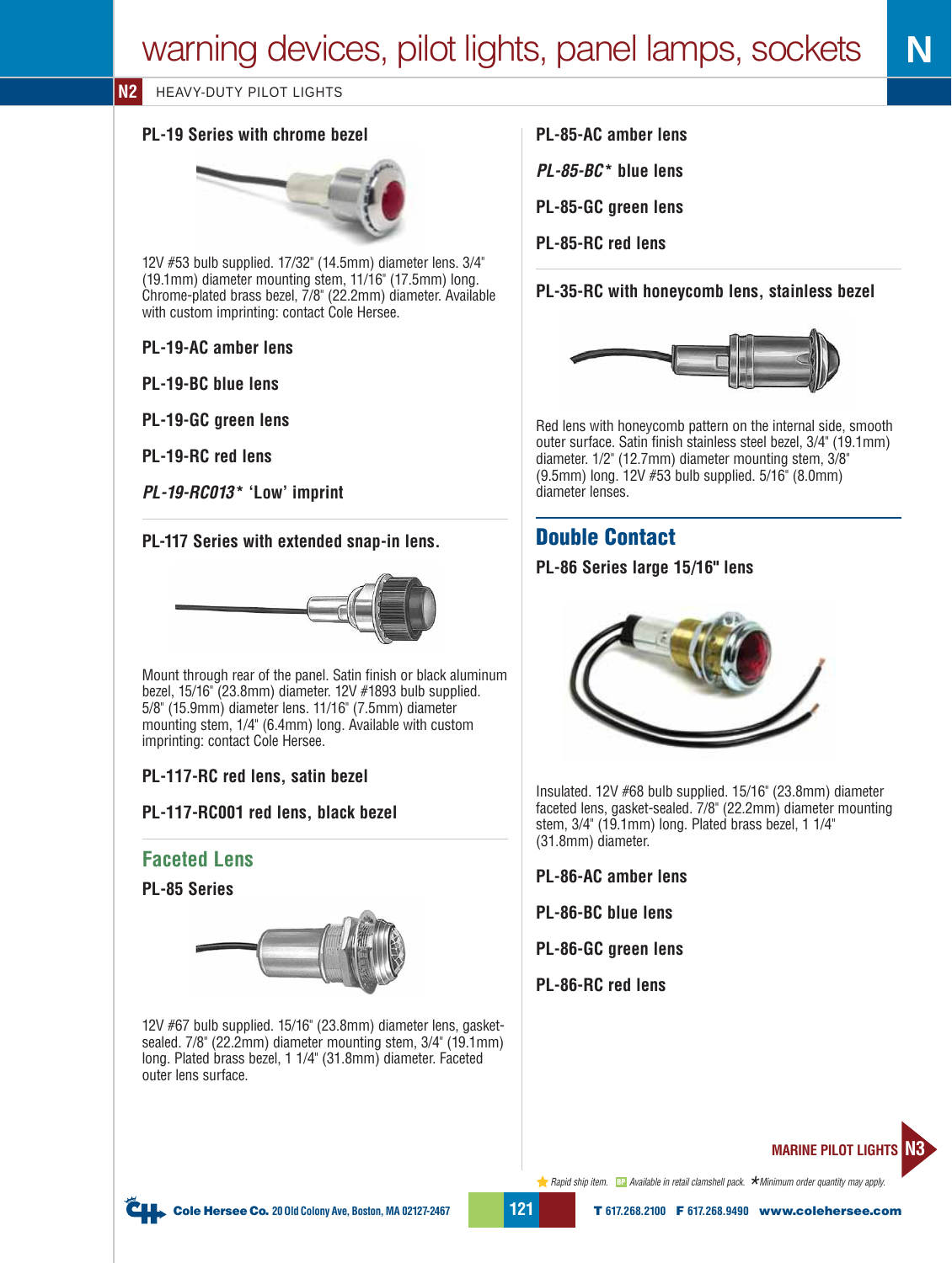# warning devices, pilot lights, panel lamps, sockets

## HEAVY-DUTY PILOT LIGHTS

### PL-19 Series with chrome bezel

12V #53 bulb supplied. 17/32" (14.5mm) diameter lens. 3/4" (19.1mm) diameter mounting stem, 11/16" (17.5mm) long. Chrome-plated brass bezel, 7/8" (22.2mm) diameter. Available with custom imprinting: contact Cole Hersee.

**PL-19-AC amber lens**

**PL-19-BC blue lens**

**PL-19-GC green lens**

**PL-19-RC red lens**

***PL-19-RC013** \* **'Low' imprint**

### PL-117 Series with extended snap-in lens.

Mount through rear of the panel. Satin finish or black aluminum bezel, 15/16" (23.8mm) diameter. 12V #1893 bulb supplied. 5/8" (15.9mm) diameter lens. 11/16" (7.5mm) diameter mounting stem, 1/4" (6.4mm) long. Available with custom imprinting: contact Cole Hersee.

**PL-117-RC red lens, satin bezel**

**PL-117-RC001 red lens, black bezel**

## Faceted Lens

### PL-85 Series

12V #67 bulb supplied. 15/16" (23.8mm) diameter lens, gasket-sealed. 7/8" (22.2mm) diameter mounting stem, 3/4" (19.1mm) long. Plated brass bezel, 1 1/4" (31.8mm) diameter. Faceted outer lens surface.

**PL-85-AC amber lens**

***PL-85-BC** \* **blue lens**

**PL-85-GC green lens**

**PL-85-RC red lens**

### PL-35-RC with honeycomb lens, stainless bezel

Red lens with honeycomb pattern on the internal side, smooth outer surface. Satin finish stainless steel bezel, 3/4" (19.1mm) diameter. 1/2" (12.7mm) diameter mounting stem, 3/8" (9.5mm) long. 12V #53 bulb supplied. 5/16" (8.0mm) diameter lenses.

## Double Contact

### PL-86 Series large 15/16" lens

Insulated. 12V #68 bulb supplied. 15/16" (23.8mm) diameter faceted lens, gasket-sealed. 7/8" (22.2mm) diameter mounting stem, 3/4" (19.1mm) long. Plated brass bezel, 1 1/4" (31.8mm) diameter.

**PL-86-AC amber lens**

**PL-86-BC blue lens**

**PL-86-GC green lens**

**PL-86-RC red lens**

MARINE PILOT LIGHTS N3

★ Rapid ship item. Available in retail clamshell pack. \*Minimum order quantity may apply.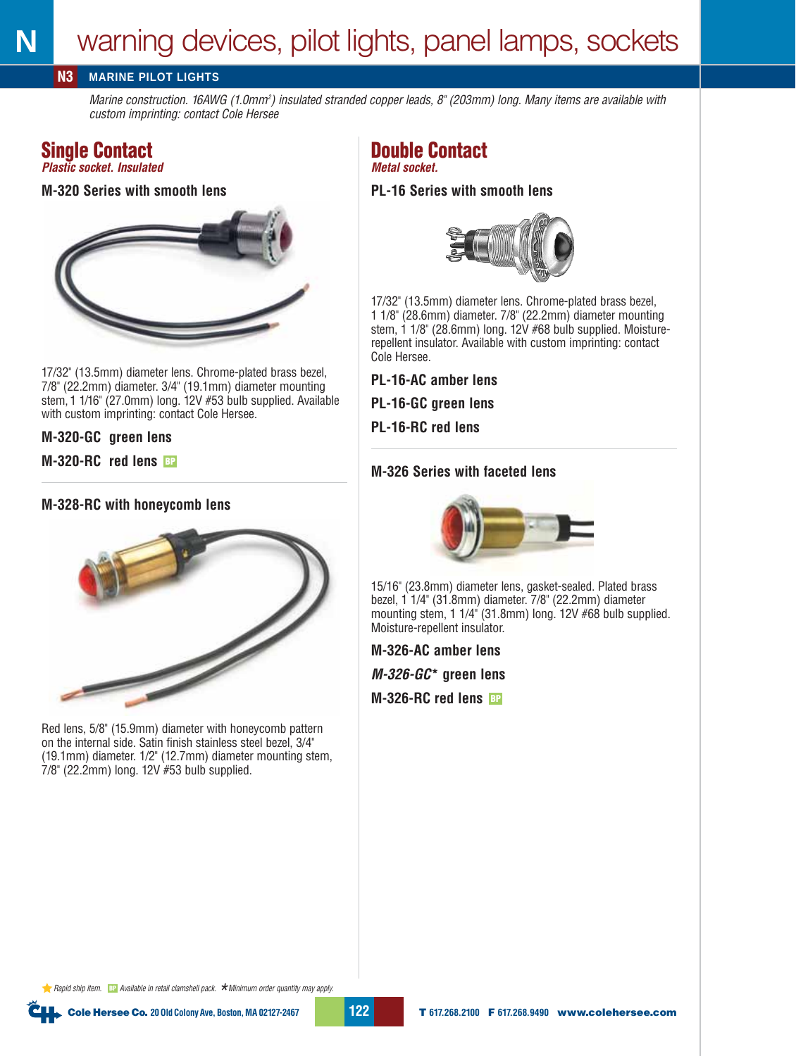# warning devices, pilot lights, panel lamps, sockets

## N3 MARINE PILOT LIGHTS

*Marine construction. 16AWG (1.0mm²) insulated stranded copper leads, 8" (203mm) long. Many items are available with custom imprinting: contact Cole Hersee*

## Single Contact

*Plastic socket. Insulated*

### M-320 Series with smooth lens

17/32" (13.5mm) diameter lens. Chrome-plated brass bezel, 7/8" (22.2mm) diameter. 3/4" (19.1mm) diameter mounting stem, 1 1/16" (27.0mm) long. 12V #53 bulb supplied. Available with custom imprinting: contact Cole Hersee.

**M-320-GC green lens**

**M-320-RC red lens** BP

### M-328-RC with honeycomb lens

Red lens, 5/8" (15.9mm) diameter with honeycomb pattern on the internal side. Satin finish stainless steel bezel, 3/4" (19.1mm) diameter. 1/2" (12.7mm) diameter mounting stem, 7/8" (22.2mm) long. 12V #53 bulb supplied.

## Double Contact

*Metal socket.*

### PL-16 Series with smooth lens

17/32" (13.5mm) diameter lens. Chrome-plated brass bezel, 1 1/8" (28.6mm) diameter. 7/8" (22.2mm) diameter mounting stem, 1 1/8" (28.6mm) long. 12V #68 bulb supplied. Moisture-repellent insulator. Available with custom imprinting: contact Cole Hersee.

**PL-16-AC amber lens**

**PL-16-GC green lens**

**PL-16-RC red lens**

### M-326 Series with faceted lens

15/16" (23.8mm) diameter lens, gasket-sealed. Plated brass bezel, 1 1/4" (31.8mm) diameter. 7/8" (22.2mm) diameter mounting stem, 1 1/4" (31.8mm) long. 12V #68 bulb supplied. Moisture-repellent insulator.

**M-326-AC amber lens**

***M-326-GC**** **green lens**

**M-326-RC red lens** BP

★ Rapid ship item. BP Available in retail clamshell pack. * Minimum order quantity may apply.

Cole Hersee Co. 20 Old Colony Ave, Boston, MA 02127-2467 T 617.268.2100 F 617.268.9490 www.colehersee.com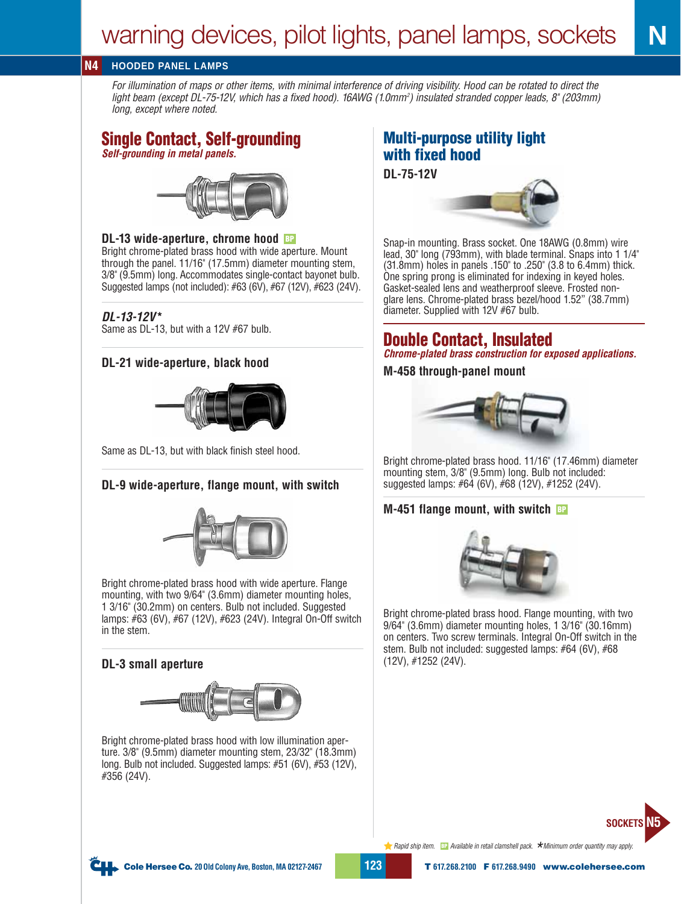# warning devices, pilot lights, panel lamps, sockets

## N4 HOODED PANEL LAMPS

*For illumination of maps or other items, with minimal interference of driving visibility. Hood can be rotated to direct the light beam (except DL-75-12V, which has a fixed hood). 16AWG (1.0mm²) insulated stranded copper leads, 8" (203mm) long, except where noted.*

## Single Contact, Self-grounding

*Self-grounding in metal panels.*

### DL-13 wide-aperture, chrome hood BP

Bright chrome-plated brass hood with wide aperture. Mount through the panel. 11/16" (17.5mm) diameter mounting stem, 3/8" (9.5mm) long. Accommodates single-contact bayonet bulb. Suggested lamps (not included): #63 (6V), #67 (12V), #623 (24V).

### *DL-13-12V**

Same as DL-13, but with a 12V #67 bulb.

### DL-21 wide-aperture, black hood

Same as DL-13, but with black finish steel hood.

### DL-9 wide-aperture, flange mount, with switch

Bright chrome-plated brass hood with wide aperture. Flange mounting, with two 9/64" (3.6mm) diameter mounting holes, 1 3/16" (30.2mm) on centers. Bulb not included. Suggested lamps: #63 (6V), #67 (12V), #623 (24V). Integral On-Off switch in the stem.

### DL-3 small aperture

Bright chrome-plated brass hood with low illumination aperture. 3/8" (9.5mm) diameter mounting stem, 23/32" (18.3mm) long. Bulb not included. Suggested lamps: #51 (6V), #53 (12V), #356 (24V).

## Multi-purpose utility light with fixed hood

### DL-75-12V

Snap-in mounting. Brass socket. One 18AWG (0.8mm) wire lead, 30" long (793mm), with blade terminal. Snaps into 1 1/4" (31.8mm) holes in panels .150" to .250" (3.8 to 6.4mm) thick. One spring prong is eliminated for indexing in keyed holes. Gasket-sealed lens and weatherproof sleeve. Frosted non-glare lens. Chrome-plated brass bezel/hood 1.52" (38.7mm) diameter. Supplied with 12V #67 bulb.

## Double Contact, Insulated

*Chrome-plated brass construction for exposed applications.*

### M-458 through-panel mount

Bright chrome-plated brass hood. 11/16" (17.46mm) diameter mounting stem, 3/8" (9.5mm) long. Bulb not included: suggested lamps: #64 (6V), #68 (12V), #1252 (24V).

### M-451 flange mount, with switch BP

Bright chrome-plated brass hood. Flange mounting, with two 9/64" (3.6mm) diameter mounting holes, 1 3/16" (30.16mm) on centers. Two screw terminals. Integral On-Off switch in the stem. Bulb not included: suggested lamps: #64 (6V), #68 (12V), #1252 (24V).

SOCKETS N5

★ Rapid ship item. BP Available in retail clamshell pack. *Minimum order quantity may apply.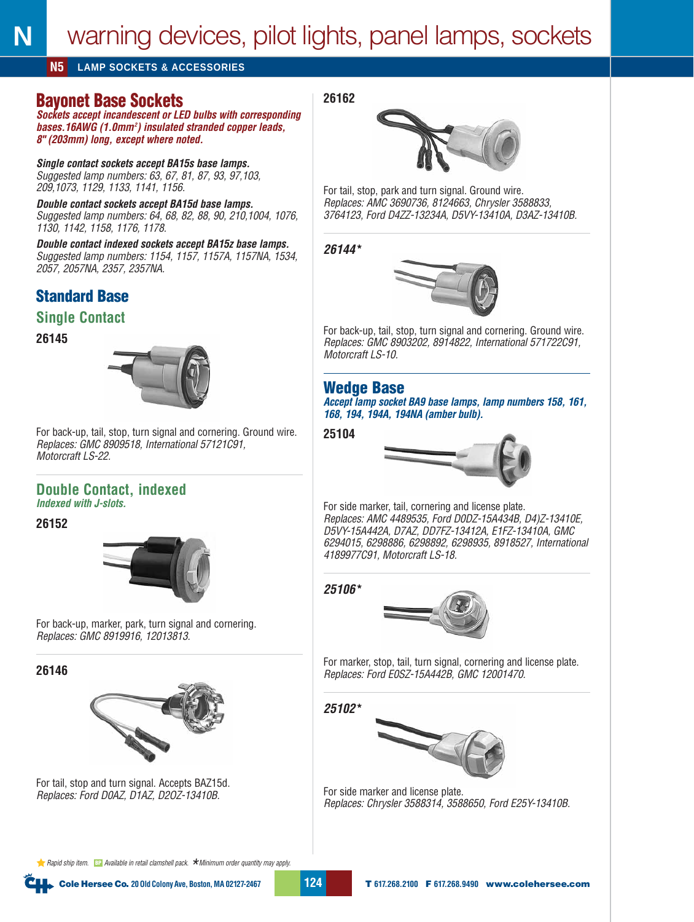# warning devices, pilot lights, panel lamps, sockets

## N5 LAMP SOCKETS & ACCESSORIES

## Bayonet Base Sockets

***Sockets accept incandescent or LED bulbs with corresponding bases. 16AWG (1.0mm²) insulated stranded copper leads, 8" (203mm) long, except where noted.***

***Single contact sockets accept BA15s base lamps.***
*Suggested lamp numbers: 63, 67, 81, 87, 93, 97,103, 209,1073, 1129, 1133, 1141, 1156.*

***Double contact sockets accept BA15d base lamps.***
*Suggested lamp numbers: 64, 68, 82, 88, 90, 210,1004, 1076, 1130, 1142, 1158, 1176, 1178.*

***Double contact indexed sockets accept BA15z base lamps.***
*Suggested lamp numbers: 1154, 1157, 1157A, 1157NA, 1534, 2057, 2057NA, 2357, 2357NA.*

### Standard Base

#### Single Contact

**26145**

For back-up, tail, stop, turn signal and cornering. Ground wire.
*Replaces: GMC 8909518, International 57121C91, Motorcraft LS-22.*

#### Double Contact, indexed

*Indexed with J-slots.*

**26152**

For back-up, marker, park, turn signal and cornering.
*Replaces: GMC 8919916, 12013813.*

**26146**

For tail, stop and turn signal. Accepts BAZ15d.
*Replaces: Ford D0AZ, D1AZ, D2OZ-13410B.*

**26162**

For tail, stop, park and turn signal. Ground wire.
*Replaces: AMC 3690736, 8124663, Chrysler 3588833, 3764123, Ford D4ZZ-13234A, D5VY-13410A, D3AZ-13410B.*

***26144****

For back-up, tail, stop, turn signal and cornering. Ground wire.
*Replaces: GMC 8903202, 8914822, International 571722C91, Motorcraft LS-10.*

## Wedge Base

***Accept lamp socket BA9 base lamps, lamp numbers 158, 161, 168, 194, 194A, 194NA (amber bulb).***

**25104**

For side marker, tail, cornering and license plate.
*Replaces: AMC 4489535, Ford D0DZ-15A434B, D4)Z-13410E, D5VY-15A442A, D7AZ, DD7FZ-13412A, E1FZ-13410A, GMC 6294015, 6298886, 6298892, 6298935, 8918527, International 4189977C91, Motorcraft LS-18.*

***25106****

For marker, stop, tail, turn signal, cornering and license plate.
*Replaces: Ford E0SZ-15A442B, GMC 12001470.*

***25102****

For side marker and license plate.
*Replaces: Chrysler 3588314, 3588650, Ford E25Y-13410B.*

*Rapid ship item. Available in retail clamshell pack. *Minimum order quantity may apply.*

Cole Hersee Co. 20 Old Colony Ave, Boston, MA 02127-2467 T 617.268.2100 F 617.268.9490 www.colehersee.com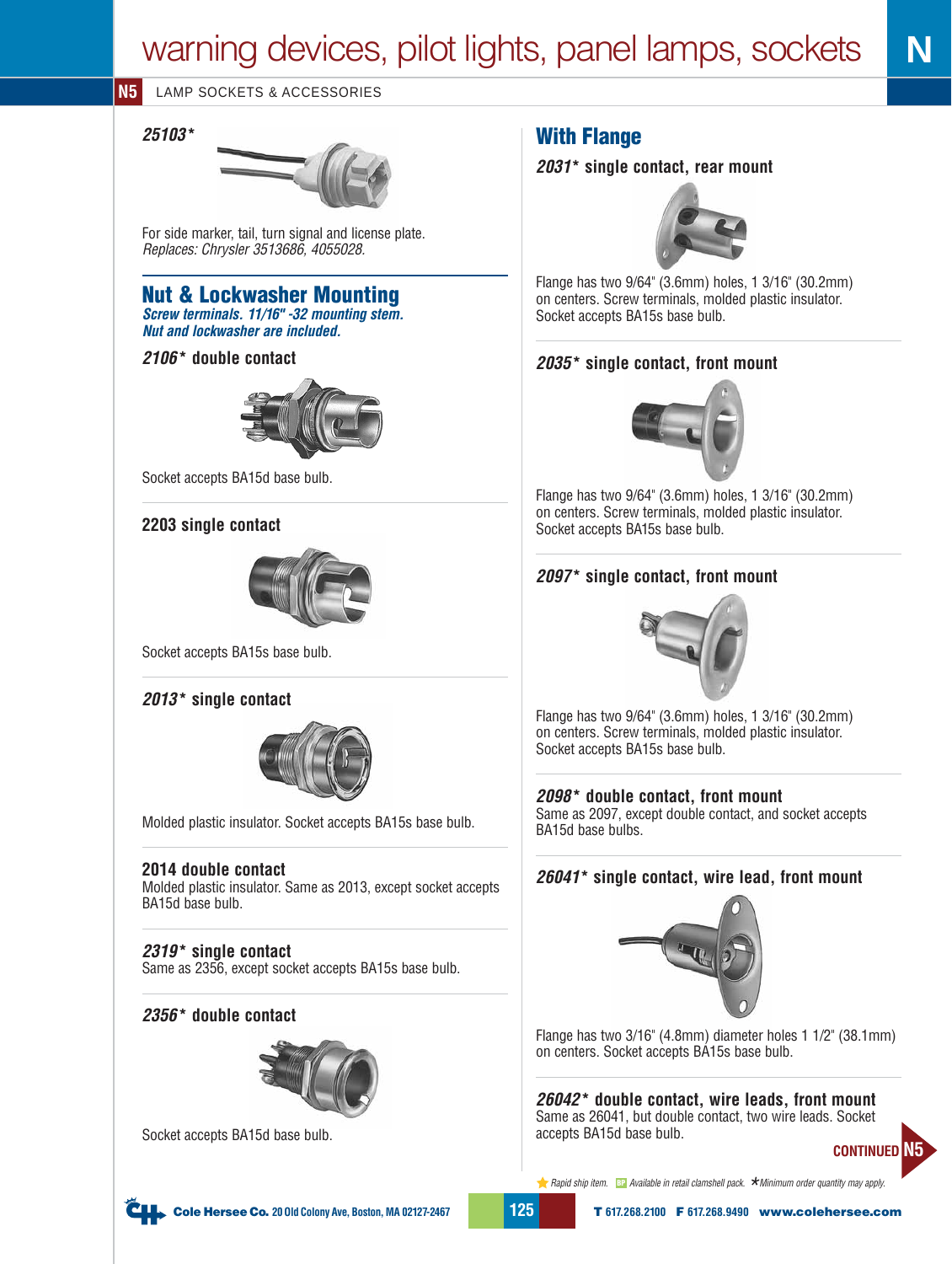# warning devices, pilot lights, panel lamps, sockets

## N5 LAMP SOCKETS & ACCESSORIES

***25103****

For side marker, tail, turn signal and license plate.
*Replaces: Chrysler 3513686, 4055028.*

## Nut & Lockwasher Mounting

***Screw terminals. 11/16" -32 mounting stem.***
***Nut and lockwasher are included.***

### *2106** double contact

Socket accepts BA15d base bulb.

### 2203 single contact

Socket accepts BA15s base bulb.

### *2013** single contact

Molded plastic insulator. Socket accepts BA15s base bulb.

### 2014 double contact

Molded plastic insulator. Same as 2013, except socket accepts BA15d base bulb.

### *2319** single contact

Same as 2356, except socket accepts BA15s base bulb.

### *2356** double contact

Socket accepts BA15d base bulb.

## With Flange

### *2031** single contact, rear mount

Flange has two 9/64" (3.6mm) holes, 1 3/16" (30.2mm) on centers. Screw terminals, molded plastic insulator. Socket accepts BA15s base bulb.

### *2035** single contact, front mount

Flange has two 9/64" (3.6mm) holes, 1 3/16" (30.2mm) on centers. Screw terminals, molded plastic insulator. Socket accepts BA15s base bulb.

### *2097** single contact, front mount

Flange has two 9/64" (3.6mm) holes, 1 3/16" (30.2mm) on centers. Screw terminals, molded plastic insulator. Socket accepts BA15s base bulb.

### *2098** double contact, front mount

Same as 2097, except double contact, and socket accepts BA15d base bulbs.

### *26041** single contact, wire lead, front mount

Flange has two 3/16" (4.8mm) diameter holes 1 1/2" (38.1mm) on centers. Socket accepts BA15s base bulb.

### *26042** double contact, wire leads, front mount

Same as 26041, but double contact, two wire leads. Socket accepts BA15d base bulb.

CONTINUED N5

*Rapid ship item. Available in retail clamshell pack. *Minimum order quantity may apply.*

Cole Hersee Co. 20 Old Colony Ave, Boston, MA 02127-2467 T 617.268.2100 F 617.268.9490 www.colehersee.com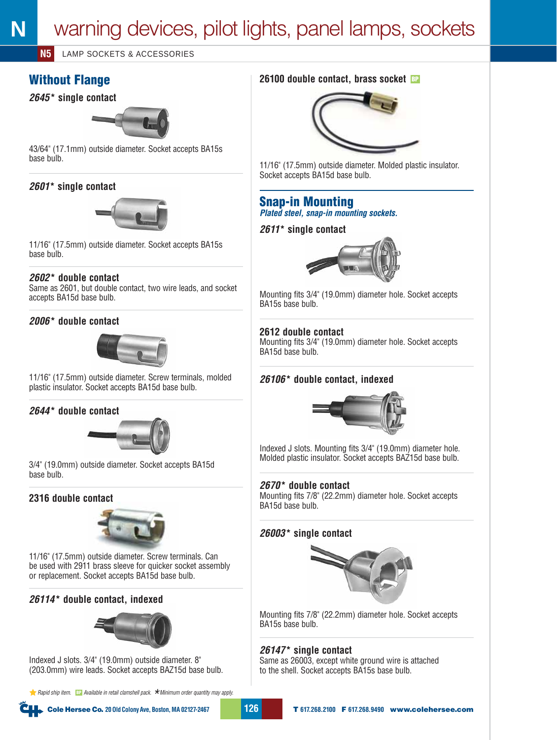# warning devices, pilot lights, panel lamps, sockets

**N5** LAMP SOCKETS & ACCESSORIES

## Without Flange

### *2645** single contact

43/64" (17.1mm) outside diameter. Socket accepts BA15s base bulb.

### *2601** single contact

11/16" (17.5mm) outside diameter. Socket accepts BA15s base bulb.

### *2602** double contact

Same as 2601, but double contact, two wire leads, and socket accepts BA15d base bulb.

### *2006** double contact

11/16" (17.5mm) outside diameter. Screw terminals, molded plastic insulator. Socket accepts BA15d base bulb.

### *2644** double contact

3/4" (19.0mm) outside diameter. Socket accepts BA15d base bulb.

### 2316 double contact

11/16" (17.5mm) outside diameter. Screw terminals. Can be used with 2911 brass sleeve for quicker socket assembly or replacement. Socket accepts BA15d base bulb.

### *26114** double contact, indexed

Indexed J slots. 3/4" (19.0mm) outside diameter. 8" (203.0mm) wire leads. Socket accepts BAZ15d base bulb.

### 26100 double contact, brass socket BP

11/16" (17.5mm) outside diameter. Molded plastic insulator. Socket accepts BA15d base bulb.

## Snap-in Mounting

*Plated steel, snap-in mounting sockets.*

### *2611** single contact

Mounting fits 3/4" (19.0mm) diameter hole. Socket accepts BA15s base bulb.

### 2612 double contact

Mounting fits 3/4" (19.0mm) diameter hole. Socket accepts BA15d base bulb.

### *26106** double contact, indexed

Indexed J slots. Mounting fits 3/4" (19.0mm) diameter hole. Molded plastic insulator. Socket accepts BAZ15d base bulb.

### *2670** double contact

Mounting fits 7/8" (22.2mm) diameter hole. Socket accepts BA15d base bulb.

### *26003** single contact

Mounting fits 7/8" (22.2mm) diameter hole. Socket accepts BA15s base bulb.

### *26147** single contact

Same as 26003, except white ground wire is attached to the shell. Socket accepts BA15s base bulb.

*★ Rapid ship item. BP Available in retail clamshell pack. \*Minimum order quantity may apply.*

Cole Hersee Co. 20 Old Colony Ave, Boston, MA 02127-2467 T 617.268.2100 F 617.268.9490 www.colehersee.com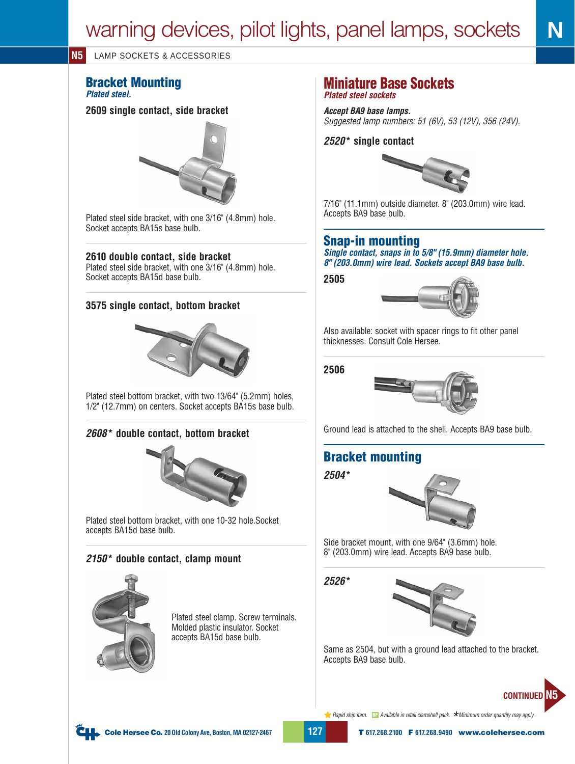# warning devices, pilot lights, panel lamps, sockets

## N5 LAMP SOCKETS & ACCESSORIES

## Bracket Mounting

*Plated steel.*

### 2609 single contact, side bracket

Plated steel side bracket, with one 3/16" (4.8mm) hole. Socket accepts BA15s base bulb.

### 2610 double contact, side bracket

Plated steel side bracket, with one 3/16" (4.8mm) hole. Socket accepts BA15d base bulb.

### 3575 single contact, bottom bracket

Plated steel bottom bracket, with two 13/64" (5.2mm) holes, 1/2" (12.7mm) on centers. Socket accepts BA15s base bulb.

### *2608** double contact, bottom bracket

Plated steel bottom bracket, with one 10-32 hole.Socket accepts BA15d base bulb.

### *2150** double contact, clamp mount

Plated steel clamp. Screw terminals. Molded plastic insulator. Socket accepts BA15d base bulb.

## Miniature Base Sockets

*Plated steel sockets*

***Accept BA9 base lamps.***
*Suggested lamp numbers: 51 (6V), 53 (12V), 356 (24V).*

### *2520** single contact

7/16" (11.1mm) outside diameter. 8" (203.0mm) wire lead. Accepts BA9 base bulb.

## Snap-in mounting

***Single contact, snaps in to 5/8" (15.9mm) diameter hole. 8" (203.0mm) wire lead. Sockets accept BA9 base bulb.***

### 2505

Also available: socket with spacer rings to fit other panel thicknesses. Consult Cole Hersee.

### 2506

Ground lead is attached to the shell. Accepts BA9 base bulb.

## Bracket mounting

### *2504**

Side bracket mount, with one 9/64" (3.6mm) hole. 8" (203.0mm) wire lead. Accepts BA9 base bulb.

### *2526**

Same as 2504, but with a ground lead attached to the bracket. Accepts BA9 base bulb.

CONTINUED N5

Rapid ship item. Available in retail clamshell pack. *Minimum order quantity may apply.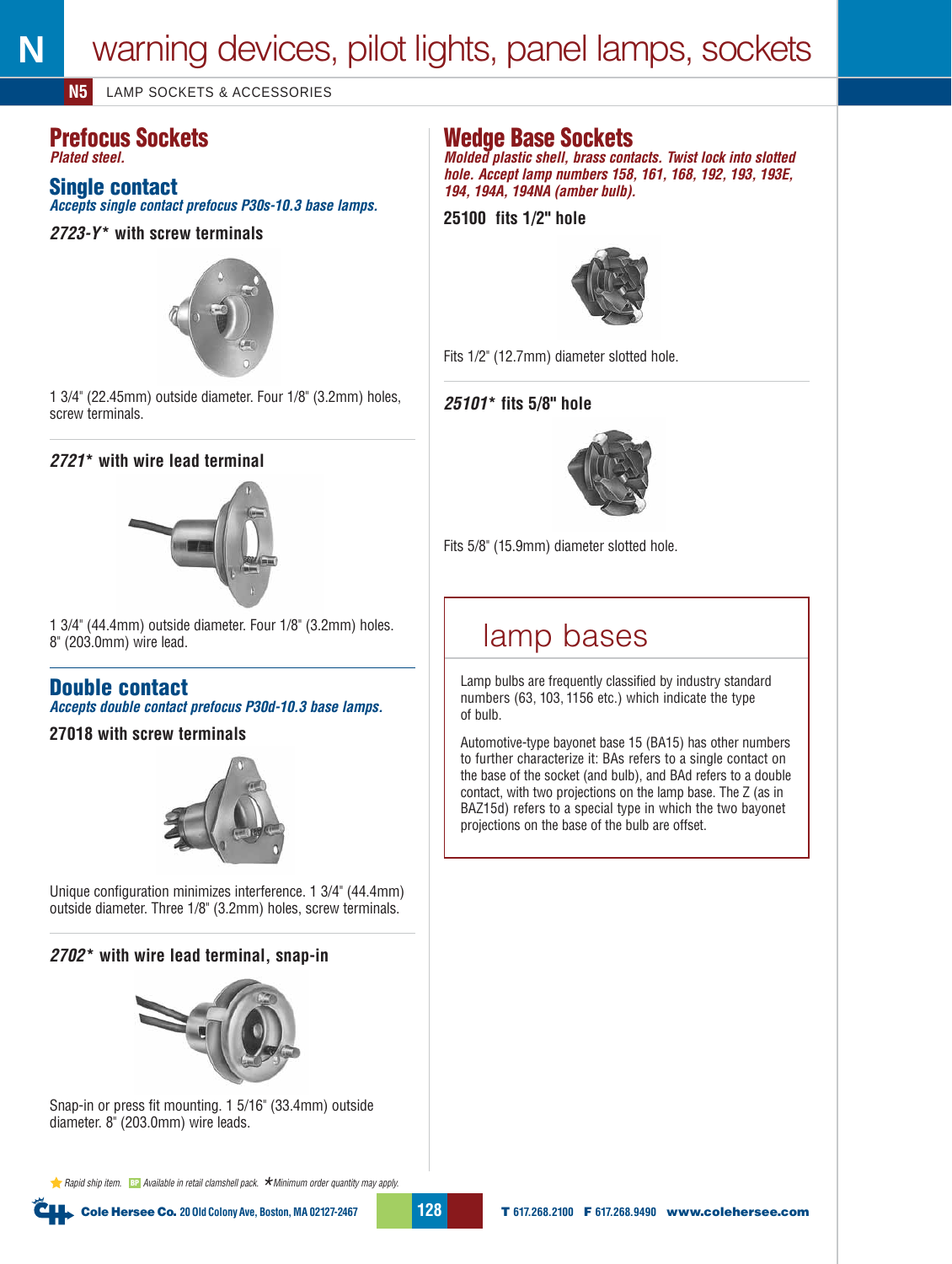# warning devices, pilot lights, panel lamps, sockets

## N5 LAMP SOCKETS & ACCESSORIES

## Prefocus Sockets

*Plated steel.*

### Single contact

*Accepts single contact prefocus P30s-10.3 base lamps.*

#### *2723-Y** with screw terminals

1 3/4" (22.45mm) outside diameter. Four 1/8" (3.2mm) holes, screw terminals.

#### *2721** with wire lead terminal

1 3/4" (44.4mm) outside diameter. Four 1/8" (3.2mm) holes. 8" (203.0mm) wire lead.

### Double contact

*Accepts double contact prefocus P30d-10.3 base lamps.*

#### 27018 with screw terminals

Unique configuration minimizes interference. 1 3/4" (44.4mm) outside diameter. Three 1/8" (3.2mm) holes, screw terminals.

#### *2702** with wire lead terminal, snap-in

Snap-in or press fit mounting. 1 5/16" (33.4mm) outside diameter. 8" (203.0mm) wire leads.

## Wedge Base Sockets

*Molded plastic shell, brass contacts. Twist lock into slotted hole. Accept lamp numbers 158, 161, 168, 192, 193, 193E, 194, 194A, 194NA (amber bulb).*

#### 25100 fits 1/2" hole

Fits 1/2" (12.7mm) diameter slotted hole.

#### *25101** fits 5/8" hole

Fits 5/8" (15.9mm) diameter slotted hole.

## lamp bases

Lamp bulbs are frequently classified by industry standard numbers (63, 103, 1156 etc.) which indicate the type of bulb.

Automotive-type bayonet base 15 (BA15) has other numbers to further characterize it: BAs refers to a single contact on the base of the socket (and bulb), and BAd refers to a double contact, with two projections on the lamp base. The Z (as in BAZ15d) refers to a special type in which the two bayonet projections on the base of the bulb are offset.

*Rapid ship item. BP Available in retail clamshell pack. * Minimum order quantity may apply.*

Cole Hersee Co. 20 Old Colony Ave, Boston, MA 02127-2467 T 617.268.2100 F 617.268.9490 www.colehersee.com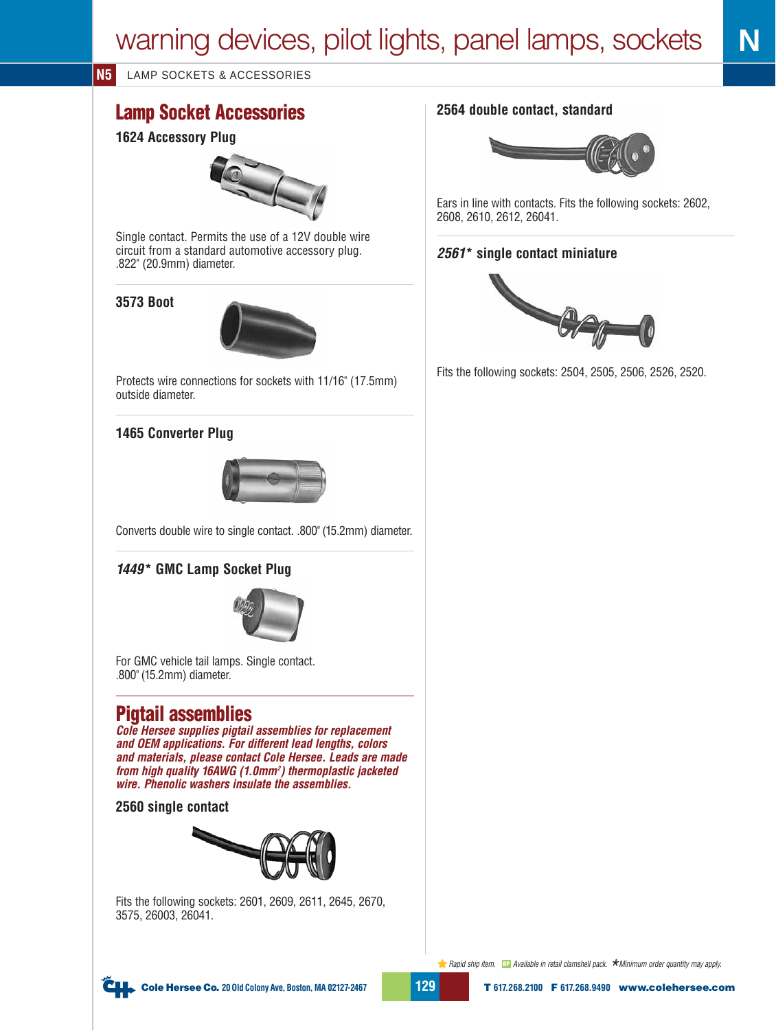# Lamp Socket Accessories

### 1624 Accessory Plug

Single contact. Permits the use of a 12V double wire circuit from a standard automotive accessory plug. .822" (20.9mm) diameter.

### 3573 Boot

Protects wire connections for sockets with 11/16" (17.5mm) outside diameter.

### 1465 Converter Plug

Converts double wire to single contact. .800" (15.2mm) diameter.

### *1449** GMC Lamp Socket Plug

For GMC vehicle tail lamps. Single contact. .800" (15.2mm) diameter.

# Pigtail assemblies

***Cole Hersee supplies pigtail assemblies for replacement and OEM applications. For different lead lengths, colors and materials, please contact Cole Hersee. Leads are made from high quality 16AWG (1.0mm²) thermoplastic jacketed wire. Phenolic washers insulate the assemblies.***

### 2560 single contact

Fits the following sockets: 2601, 2609, 2611, 2645, 2670, 3575, 26003, 26041.

### 2564 double contact, standard

Ears in line with contacts. Fits the following sockets: 2602, 2608, 2610, 2612, 26041.

### *2561** single contact miniature

Fits the following sockets: 2504, 2505, 2506, 2526, 2520.

Rapid ship item. Available in retail clamshell pack. *Minimum order quantity may apply.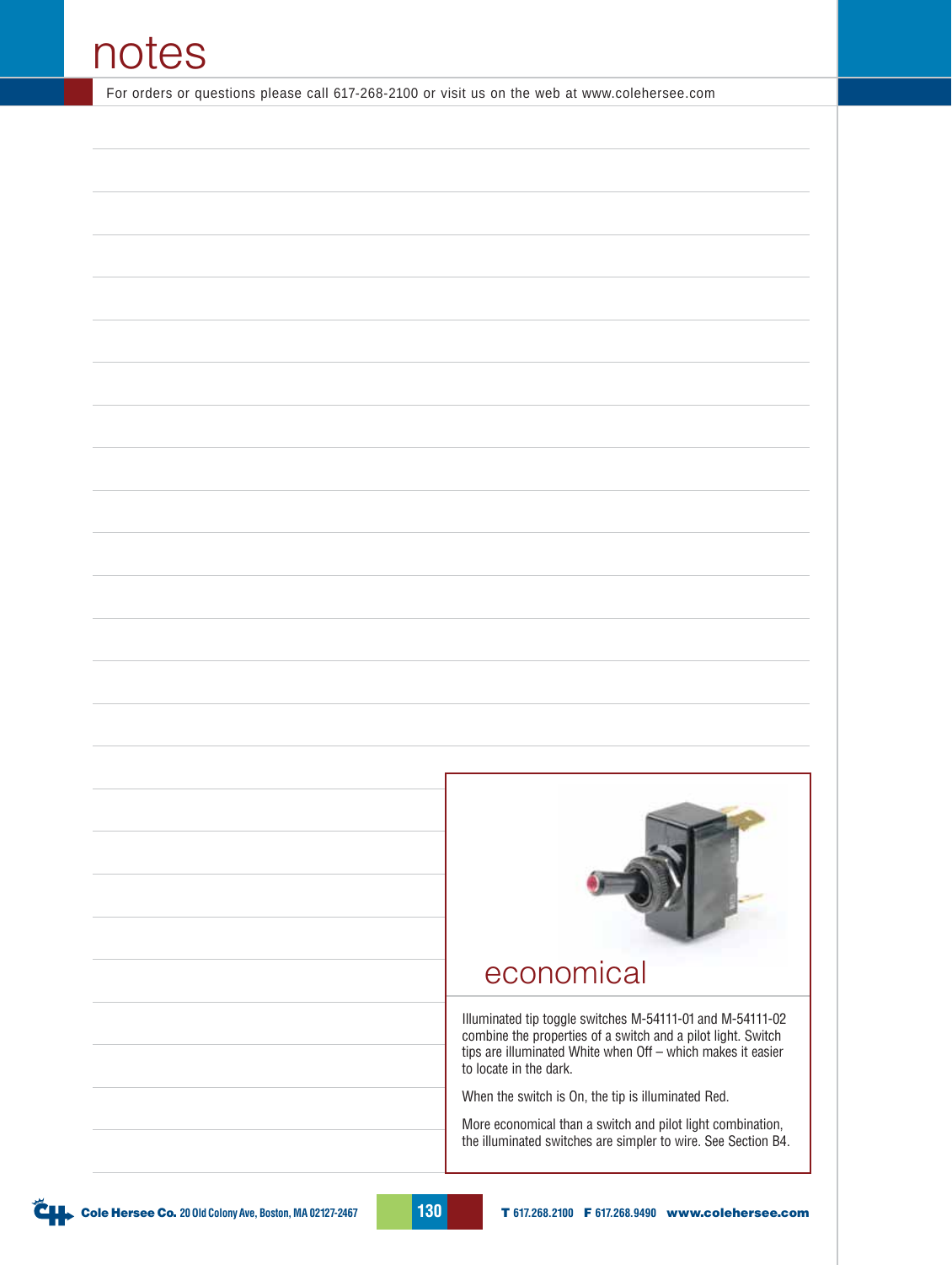# notes

For orders or questions please call 617-268-2100 or visit us on the web at www.colehersee.com

## economical

Illuminated tip toggle switches M-54111-01 and M-54111-02 combine the properties of a switch and a pilot light. Switch tips are illuminated White when Off – which makes it easier to locate in the dark.

When the switch is On, the tip is illuminated Red.

More economical than a switch and pilot light combination, the illuminated switches are simpler to wire. See Section B4.